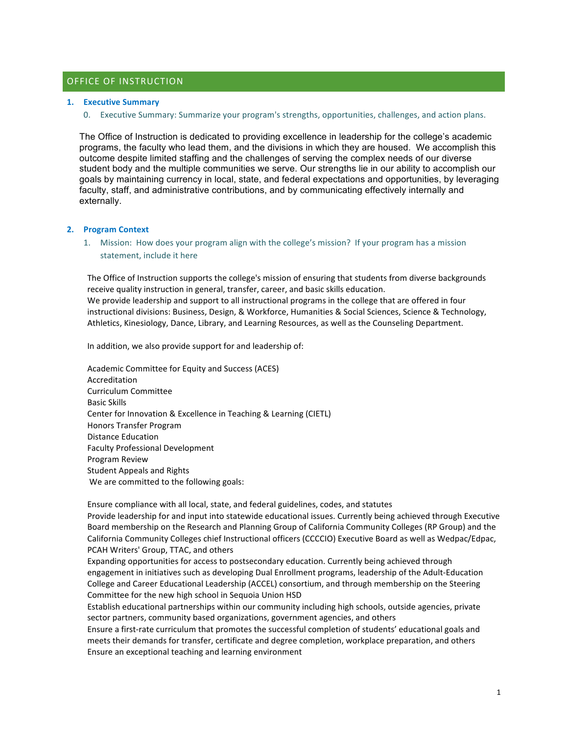# OFFICE OF INSTRUCTION

## 1. Executive Summary

0. Executive Summary: Summarize your program's strengths, opportunities, challenges, and action plans.

The Office of Instruction is dedicated to providing excellence in leadership for the college's academic programs, the faculty who lead them, and the divisions in which they are housed. We accomplish this outcome despite limited staffing and the challenges of serving the complex needs of our diverse student body and the multiple communities we serve. Our strengths lie in our ability to accomplish our goals by maintaining currency in local, state, and federal expectations and opportunities, by leveraging faculty, staff, and administrative contributions, and by communicating effectively internally and externally.

## 2. Program Context

1. Mission: How does your program align with the college's mission? If your program has a mission statement, include it here

The Office of Instruction supports the college's mission of ensuring that students from diverse backgrounds receive quality instruction in general, transfer, career, and basic skills education.
We provide leadership and support to all instructional programs in the college that are offered in four instructional divisions: Business, Design, & Workforce, Humanities & Social Sciences, Science & Technology, Athletics, Kinesiology, Dance, Library, and Learning Resources, as well as the Counseling Department.

In addition, we also provide support for and leadership of:

Academic Committee for Equity and Success (ACES)
Accreditation
Curriculum Committee
Basic Skills
Center for Innovation & Excellence in Teaching & Learning (CIETL)
Honors Transfer Program
Distance Education
Faculty Professional Development
Program Review
Student Appeals and Rights
We are committed to the following goals:

Ensure compliance with all local, state, and federal guidelines, codes, and statutes
Provide leadership for and input into statewide educational issues. Currently being achieved through Executive Board membership on the Research and Planning Group of California Community Colleges (RP Group) and the California Community Colleges chief Instructional officers (CCCCIO) Executive Board as well as Wedpac/Edpac, PCAH Writers' Group, TTAC, and others
Expanding opportunities for access to postsecondary education. Currently being achieved through engagement in initiatives such as developing Dual Enrollment programs, leadership of the Adult-Education College and Career Educational Leadership (ACCEL) consortium, and through membership on the Steering Committee for the new high school in Sequoia Union HSD
Establish educational partnerships within our community including high schools, outside agencies, private sector partners, community based organizations, government agencies, and others
Ensure a first-rate curriculum that promotes the successful completion of students' educational goals and meets their demands for transfer, certificate and degree completion, workplace preparation, and others
Ensure an exceptional teaching and learning environment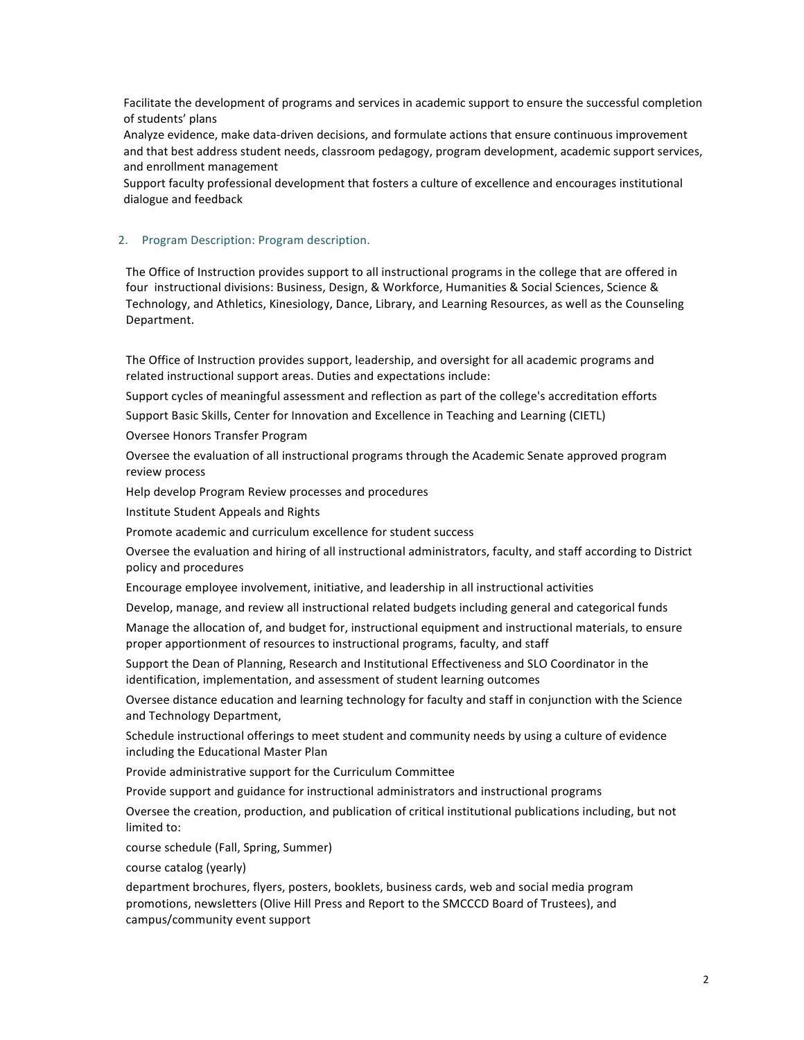Facilitate the development of programs and services in academic support to ensure the successful completion of students' plans

Analyze evidence, make data-driven decisions, and formulate actions that ensure continuous improvement and that best address student needs, classroom pedagogy, program development, academic support services, and enrollment management

Support faculty professional development that fosters a culture of excellence and encourages institutional dialogue and feedback

## 2. Program Description: Program description.

The Office of Instruction provides support to all instructional programs in the college that are offered in four instructional divisions: Business, Design, & Workforce, Humanities & Social Sciences, Science & Technology, and Athletics, Kinesiology, Dance, Library, and Learning Resources, as well as the Counseling Department.

The Office of Instruction provides support, leadership, and oversight for all academic programs and related instructional support areas. Duties and expectations include:

Support cycles of meaningful assessment and reflection as part of the college's accreditation efforts

Support Basic Skills, Center for Innovation and Excellence in Teaching and Learning (CIETL)

Oversee Honors Transfer Program

Oversee the evaluation of all instructional programs through the Academic Senate approved program review process

Help develop Program Review processes and procedures

Institute Student Appeals and Rights

Promote academic and curriculum excellence for student success

Oversee the evaluation and hiring of all instructional administrators, faculty, and staff according to District policy and procedures

Encourage employee involvement, initiative, and leadership in all instructional activities

Develop, manage, and review all instructional related budgets including general and categorical funds

Manage the allocation of, and budget for, instructional equipment and instructional materials, to ensure proper apportionment of resources to instructional programs, faculty, and staff

Support the Dean of Planning, Research and Institutional Effectiveness and SLO Coordinator in the identification, implementation, and assessment of student learning outcomes

Oversee distance education and learning technology for faculty and staff in conjunction with the Science and Technology Department,

Schedule instructional offerings to meet student and community needs by using a culture of evidence including the Educational Master Plan

Provide administrative support for the Curriculum Committee

Provide support and guidance for instructional administrators and instructional programs

Oversee the creation, production, and publication of critical institutional publications including, but not limited to:

course schedule (Fall, Spring, Summer)

course catalog (yearly)

department brochures, flyers, posters, booklets, business cards, web and social media program promotions, newsletters (Olive Hill Press and Report to the SMCCCD Board of Trustees), and campus/community event support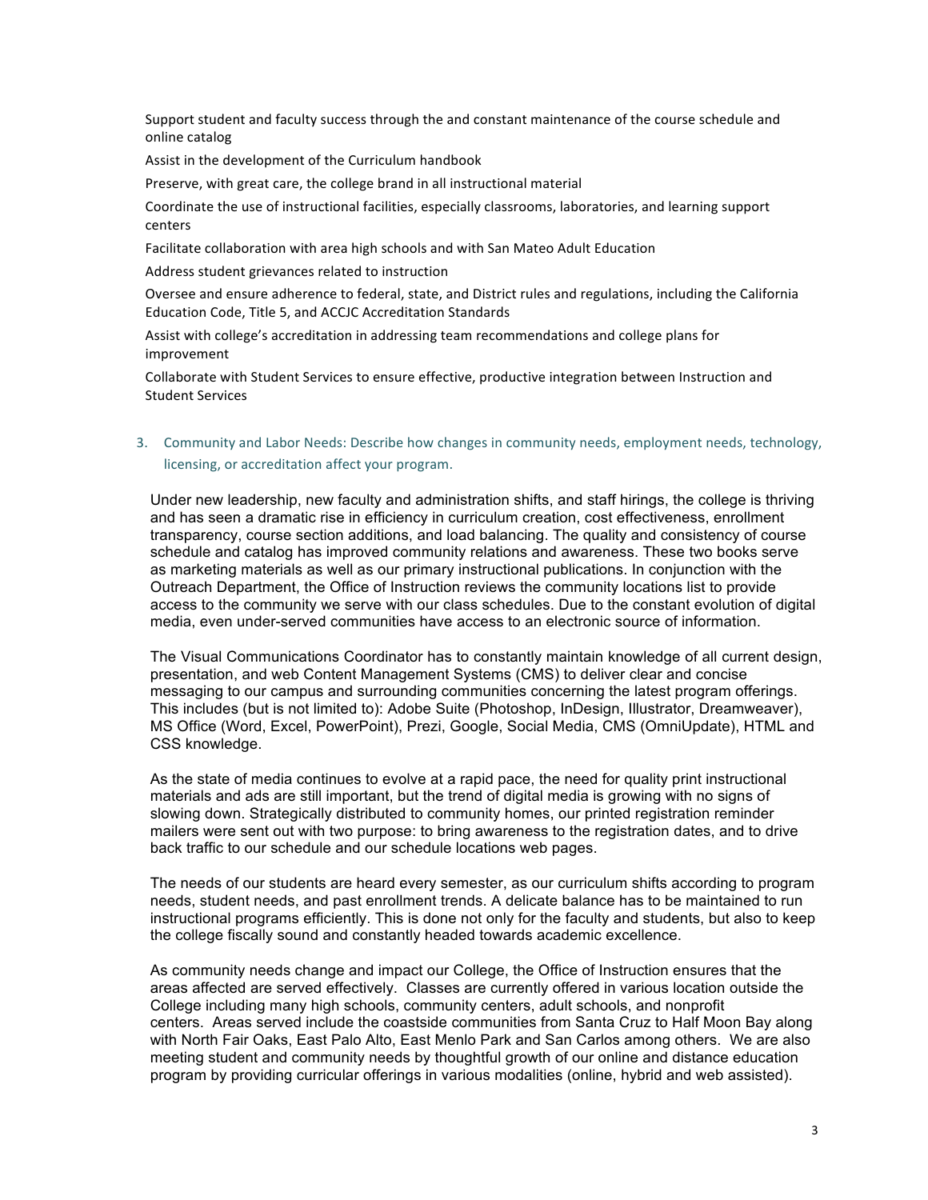Support student and faculty success through the and constant maintenance of the course schedule and online catalog

Assist in the development of the Curriculum handbook

Preserve, with great care, the college brand in all instructional material

Coordinate the use of instructional facilities, especially classrooms, laboratories, and learning support centers

Facilitate collaboration with area high schools and with San Mateo Adult Education

Address student grievances related to instruction

Oversee and ensure adherence to federal, state, and District rules and regulations, including the California Education Code, Title 5, and ACCJC Accreditation Standards

Assist with college's accreditation in addressing team recommendations and college plans for improvement

Collaborate with Student Services to ensure effective, productive integration between Instruction and Student Services

3. Community and Labor Needs: Describe how changes in community needs, employment needs, technology, licensing, or accreditation affect your program.

Under new leadership, new faculty and administration shifts, and staff hirings, the college is thriving and has seen a dramatic rise in efficiency in curriculum creation, cost effectiveness, enrollment transparency, course section additions, and load balancing. The quality and consistency of course schedule and catalog has improved community relations and awareness. These two books serve as marketing materials as well as our primary instructional publications. In conjunction with the Outreach Department, the Office of Instruction reviews the community locations list to provide access to the community we serve with our class schedules. Due to the constant evolution of digital media, even under-served communities have access to an electronic source of information.

The Visual Communications Coordinator has to constantly maintain knowledge of all current design, presentation, and web Content Management Systems (CMS) to deliver clear and concise messaging to our campus and surrounding communities concerning the latest program offerings. This includes (but is not limited to): Adobe Suite (Photoshop, InDesign, Illustrator, Dreamweaver), MS Office (Word, Excel, PowerPoint), Prezi, Google, Social Media, CMS (OmniUpdate), HTML and CSS knowledge.

As the state of media continues to evolve at a rapid pace, the need for quality print instructional materials and ads are still important, but the trend of digital media is growing with no signs of slowing down. Strategically distributed to community homes, our printed registration reminder mailers were sent out with two purpose: to bring awareness to the registration dates, and to drive back traffic to our schedule and our schedule locations web pages.

The needs of our students are heard every semester, as our curriculum shifts according to program needs, student needs, and past enrollment trends. A delicate balance has to be maintained to run instructional programs efficiently. This is done not only for the faculty and students, but also to keep the college fiscally sound and constantly headed towards academic excellence.

As community needs change and impact our College, the Office of Instruction ensures that the areas affected are served effectively. Classes are currently offered in various location outside the College including many high schools, community centers, adult schools, and nonprofit centers. Areas served include the coastside communities from Santa Cruz to Half Moon Bay along with North Fair Oaks, East Palo Alto, East Menlo Park and San Carlos among others. We are also meeting student and community needs by thoughtful growth of our online and distance education program by providing curricular offerings in various modalities (online, hybrid and web assisted).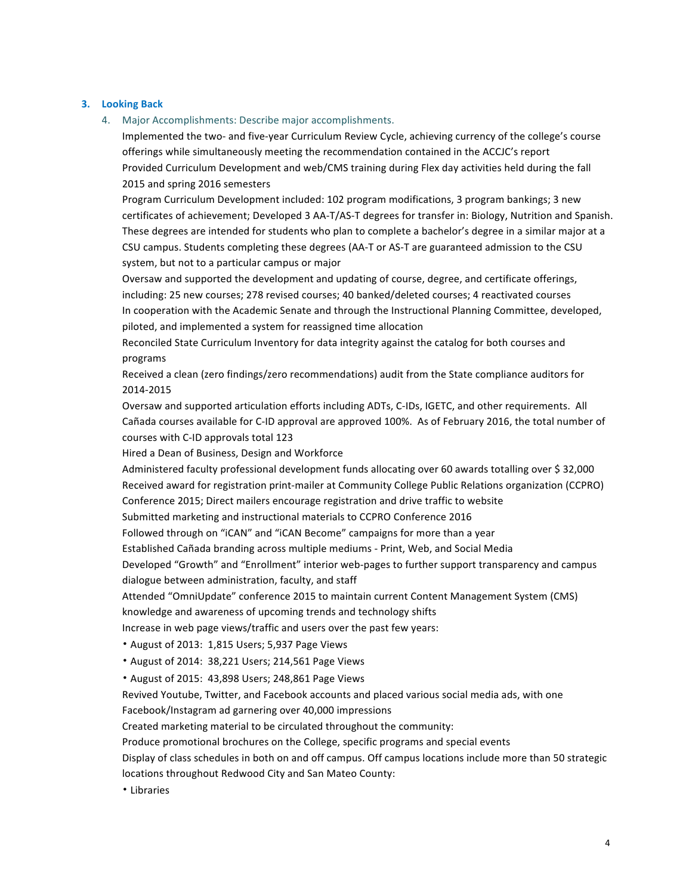### 3. Looking Back

4. Major Accomplishments: Describe major accomplishments.

Implemented the two- and five-year Curriculum Review Cycle, achieving currency of the college's course offerings while simultaneously meeting the recommendation contained in the ACCJC's report

Provided Curriculum Development and web/CMS training during Flex day activities held during the fall 2015 and spring 2016 semesters

Program Curriculum Development included: 102 program modifications, 3 program bankings; 3 new certificates of achievement; Developed 3 AA-T/AS-T degrees for transfer in: Biology, Nutrition and Spanish. These degrees are intended for students who plan to complete a bachelor's degree in a similar major at a CSU campus. Students completing these degrees (AA-T or AS-T are guaranteed admission to the CSU system, but not to a particular campus or major

Oversaw and supported the development and updating of course, degree, and certificate offerings, including: 25 new courses; 278 revised courses; 40 banked/deleted courses; 4 reactivated courses

In cooperation with the Academic Senate and through the Instructional Planning Committee, developed, piloted, and implemented a system for reassigned time allocation

Reconciled State Curriculum Inventory for data integrity against the catalog for both courses and programs

Received a clean (zero findings/zero recommendations) audit from the State compliance auditors for 2014-2015

Oversaw and supported articulation efforts including ADTs, C-IDs, IGETC, and other requirements. All Cañada courses available for C-ID approval are approved 100%. As of February 2016, the total number of courses with C-ID approvals total 123

Hired a Dean of Business, Design and Workforce

Administered faculty professional development funds allocating over 60 awards totalling over $ 32,000

Received award for registration print-mailer at Community College Public Relations organization (CCPRO) Conference 2015; Direct mailers encourage registration and drive traffic to website

Submitted marketing and instructional materials to CCPRO Conference 2016

Followed through on "iCAN" and "iCAN Become" campaigns for more than a year

Established Cañada branding across multiple mediums - Print, Web, and Social Media

Developed "Growth" and "Enrollment" interior web-pages to further support transparency and campus dialogue between administration, faculty, and staff

Attended "OmniUpdate" conference 2015 to maintain current Content Management System (CMS) knowledge and awareness of upcoming trends and technology shifts

Increase in web page views/traffic and users over the past few years:

- August of 2013: 1,815 Users; 5,937 Page Views
- August of 2014: 38,221 Users; 214,561 Page Views
- August of 2015: 43,898 Users; 248,861 Page Views

Revived Youtube, Twitter, and Facebook accounts and placed various social media ads, with one Facebook/Instagram ad garnering over 40,000 impressions

Created marketing material to be circulated throughout the community:

Produce promotional brochures on the College, specific programs and special events

Display of class schedules in both on and off campus. Off campus locations include more than 50 strategic locations throughout Redwood City and San Mateo County:

- Libraries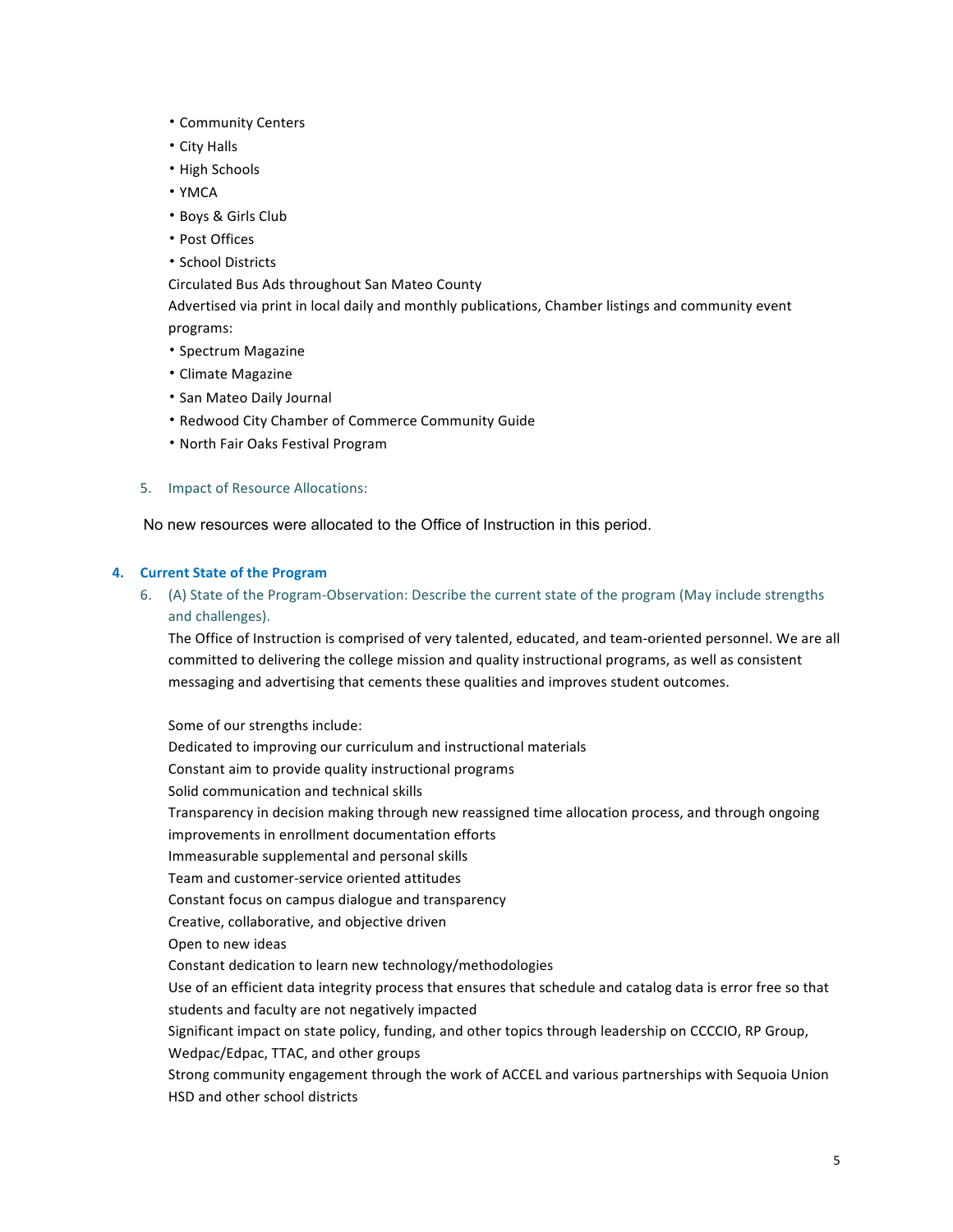- Community Centers
- City Halls
- High Schools
- YMCA
- Boys & Girls Club
- Post Offices
- School Districts

Circulated Bus Ads throughout San Mateo County

Advertised via print in local daily and monthly publications, Chamber listings and community event programs:

- Spectrum Magazine
- Climate Magazine
- San Mateo Daily Journal
- Redwood City Chamber of Commerce Community Guide
- North Fair Oaks Festival Program

5. Impact of Resource Allocations:

No new resources were allocated to the Office of Instruction in this period.

## 4. Current State of the Program

6. (A) State of the Program-Observation: Describe the current state of the program (May include strengths and challenges).

The Office of Instruction is comprised of very talented, educated, and team-oriented personnel. We are all committed to delivering the college mission and quality instructional programs, as well as consistent messaging and advertising that cements these qualities and improves student outcomes.

Some of our strengths include:

Dedicated to improving our curriculum and instructional materials

Constant aim to provide quality instructional programs

Solid communication and technical skills

Transparency in decision making through new reassigned time allocation process, and through ongoing improvements in enrollment documentation efforts

Immeasurable supplemental and personal skills

Team and customer-service oriented attitudes

Constant focus on campus dialogue and transparency

Creative, collaborative, and objective driven

Open to new ideas

Constant dedication to learn new technology/methodologies

Use of an efficient data integrity process that ensures that schedule and catalog data is error free so that students and faculty are not negatively impacted

Significant impact on state policy, funding, and other topics through leadership on CCCCIO, RP Group, Wedpac/Edpac, TTAC, and other groups

Strong community engagement through the work of ACCEL and various partnerships with Sequoia Union HSD and other school districts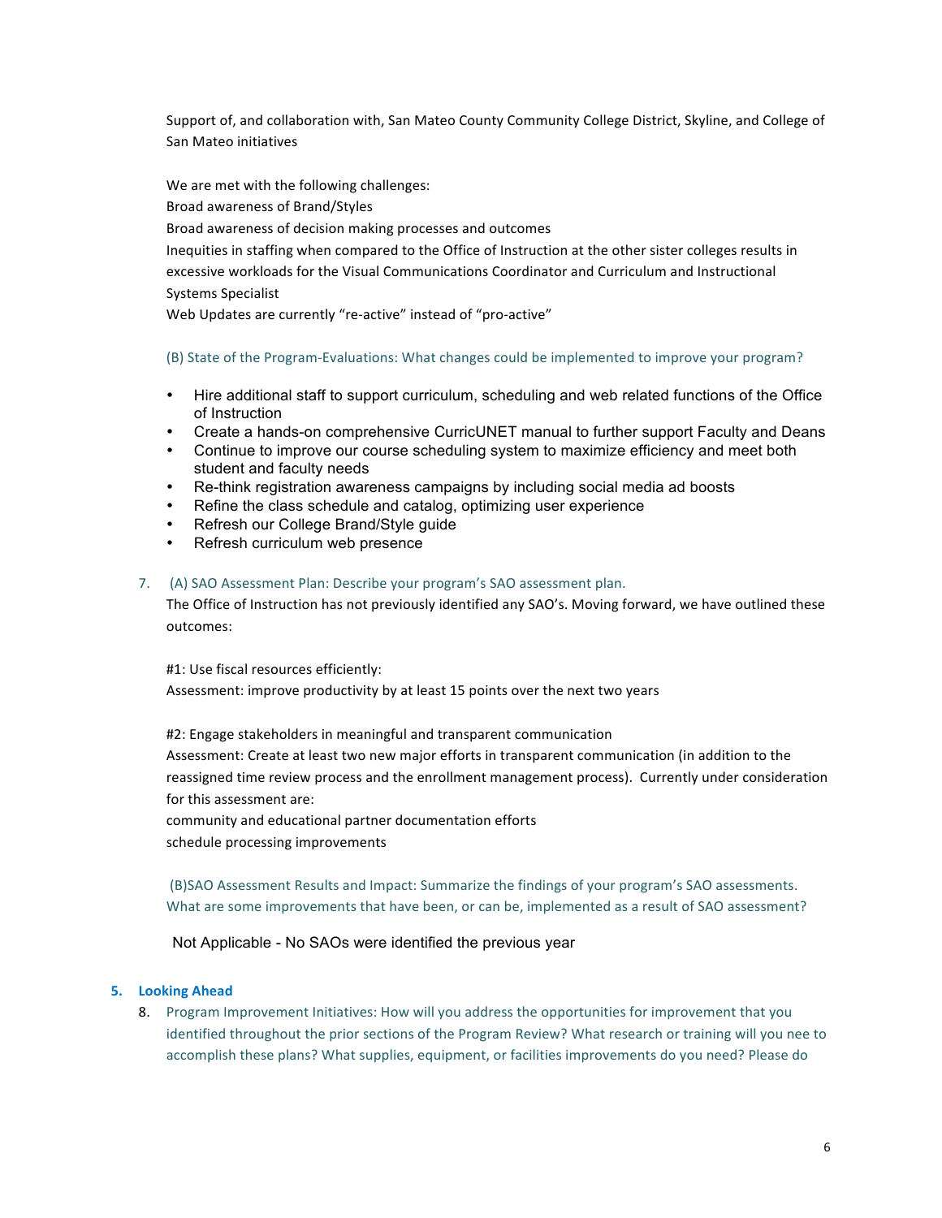Support of, and collaboration with, San Mateo County Community College District, Skyline, and College of San Mateo initiatives

We are met with the following challenges:

Broad awareness of Brand/Styles

Broad awareness of decision making processes and outcomes

Inequities in staffing when compared to the Office of Instruction at the other sister colleges results in excessive workloads for the Visual Communications Coordinator and Curriculum and Instructional Systems Specialist

Web Updates are currently "re-active" instead of "pro-active"

(B) State of the Program-Evaluations: What changes could be implemented to improve your program?

- Hire additional staff to support curriculum, scheduling and web related functions of the Office of Instruction
- Create a hands-on comprehensive CurricUNET manual to further support Faculty and Deans
- Continue to improve our course scheduling system to maximize efficiency and meet both student and faculty needs
- Re-think registration awareness campaigns by including social media ad boosts
- Refine the class schedule and catalog, optimizing user experience
- Refresh our College Brand/Style guide
- Refresh curriculum web presence

7. (A) SAO Assessment Plan: Describe your program's SAO assessment plan.

The Office of Instruction has not previously identified any SAO's. Moving forward, we have outlined these outcomes:

#1: Use fiscal resources efficiently:

Assessment: improve productivity by at least 15 points over the next two years

#2: Engage stakeholders in meaningful and transparent communication

Assessment: Create at least two new major efforts in transparent communication (in addition to the reassigned time review process and the enrollment management process). Currently under consideration for this assessment are:

community and educational partner documentation efforts

schedule processing improvements

(B)SAO Assessment Results and Impact: Summarize the findings of your program's SAO assessments. What are some improvements that have been, or can be, implemented as a result of SAO assessment?

Not Applicable - No SAOs were identified the previous year

## 5. Looking Ahead

8. Program Improvement Initiatives: How will you address the opportunities for improvement that you identified throughout the prior sections of the Program Review? What research or training will you nee to accomplish these plans? What supplies, equipment, or facilities improvements do you need? Please do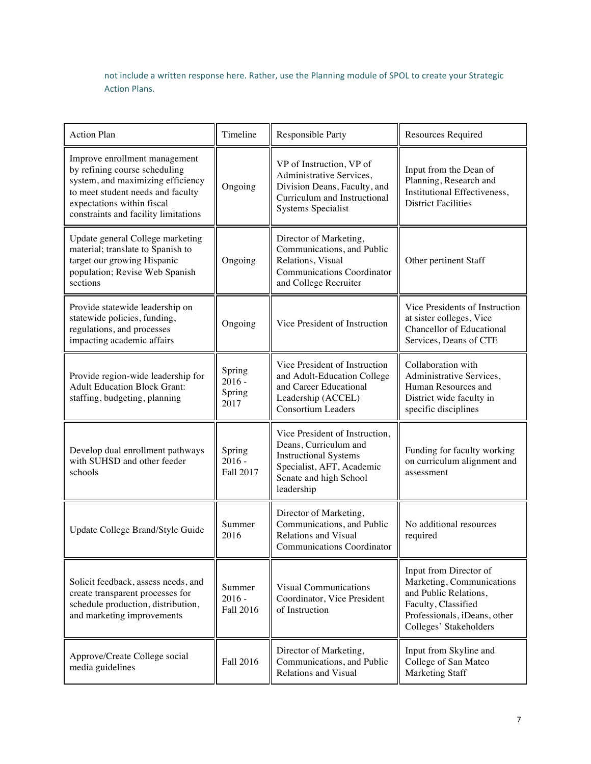not include a written response here. Rather, use the Planning module of SPOL to create your Strategic Action Plans.

| Action Plan | Timeline | Responsible Party | Resources Required |
|---|---|---|---|
| Improve enrollment management by refining course scheduling system, and maximizing efficiency to meet student needs and faculty expectations within fiscal constraints and facility limitations | Ongoing | VP of Instruction, VP of Administrative Services, Division Deans, Faculty, and Curriculum and Instructional Systems Specialist | Input from the Dean of Planning, Research and Institutional Effectiveness, District Facilities |
| Update general College marketing material; translate to Spanish to target our growing Hispanic population; Revise Web Spanish sections | Ongoing | Director of Marketing, Communications, and Public Relations, Visual Communications Coordinator and College Recruiter | Other pertinent Staff |
| Provide statewide leadership on statewide policies, funding, regulations, and processes impacting academic affairs | Ongoing | Vice President of Instruction | Vice Presidents of Instruction at sister colleges, Vice Chancellor of Educational Services, Deans of CTE |
| Provide region-wide leadership for Adult Education Block Grant: staffing, budgeting, planning | Spring 2016 - Spring 2017 | Vice President of Instruction and Adult-Education College and Career Educational Leadership (ACCEL) Consortium Leaders | Collaboration with Administrative Services, Human Resources and District wide faculty in specific disciplines |
| Develop dual enrollment pathways with SUHSD and other feeder schools | Spring 2016 - Fall 2017 | Vice President of Instruction, Deans, Curriculum and Instructional Systems Specialist, AFT, Academic Senate and high School leadership | Funding for faculty working on curriculum alignment and assessment |
| Update College Brand/Style Guide | Summer 2016 | Director of Marketing, Communications, and Public Relations and Visual Communications Coordinator | No additional resources required |
| Solicit feedback, assess needs, and create transparent processes for schedule production, distribution, and marketing improvements | Summer 2016 - Fall 2016 | Visual Communications Coordinator, Vice President of Instruction | Input from Director of Marketing, Communications and Public Relations, Faculty, Classified Professionals, iDeans, other Colleges' Stakeholders |
| Approve/Create College social media guidelines | Fall 2016 | Director of Marketing, Communications, and Public Relations and Visual | Input from Skyline and College of San Mateo Marketing Staff |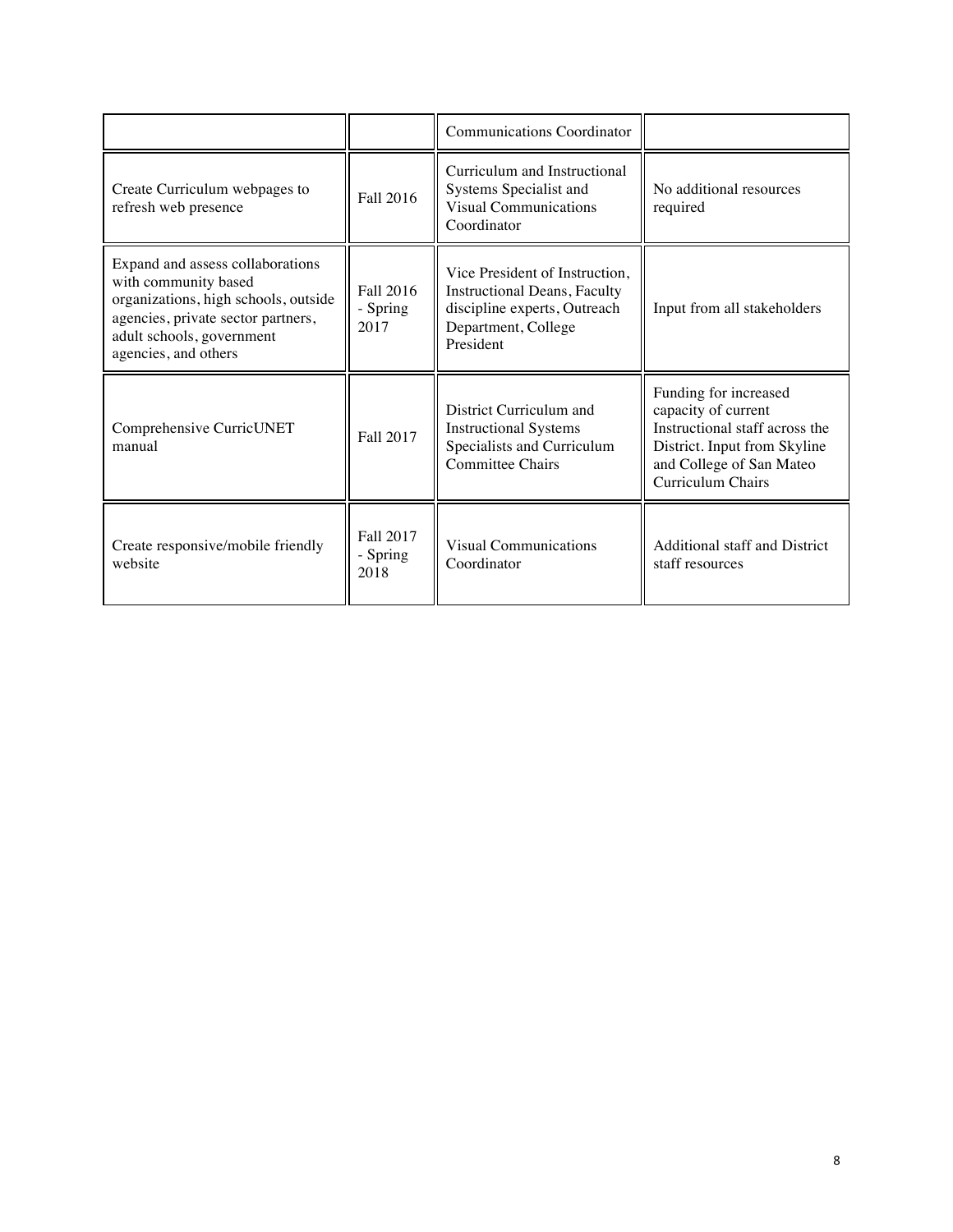| | | | |
|---|---|---|---|
| | | Communications Coordinator | |
| Create Curriculum webpages to refresh web presence | Fall 2016 | Curriculum and Instructional Systems Specialist and Visual Communications Coordinator | No additional resources required |
| Expand and assess collaborations with community based organizations, high schools, outside agencies, private sector partners, adult schools, government agencies, and others | Fall 2016 - Spring 2017 | Vice President of Instruction, Instructional Deans, Faculty discipline experts, Outreach Department, College President | Input from all stakeholders |
| Comprehensive CurricUNET manual | Fall 2017 | District Curriculum and Instructional Systems Specialists and Curriculum Committee Chairs | Funding for increased capacity of current Instructional staff across the District. Input from Skyline and College of San Mateo Curriculum Chairs |
| Create responsive/mobile friendly website | Fall 2017 - Spring 2018 | Visual Communications Coordinator | Additional staff and District staff resources |